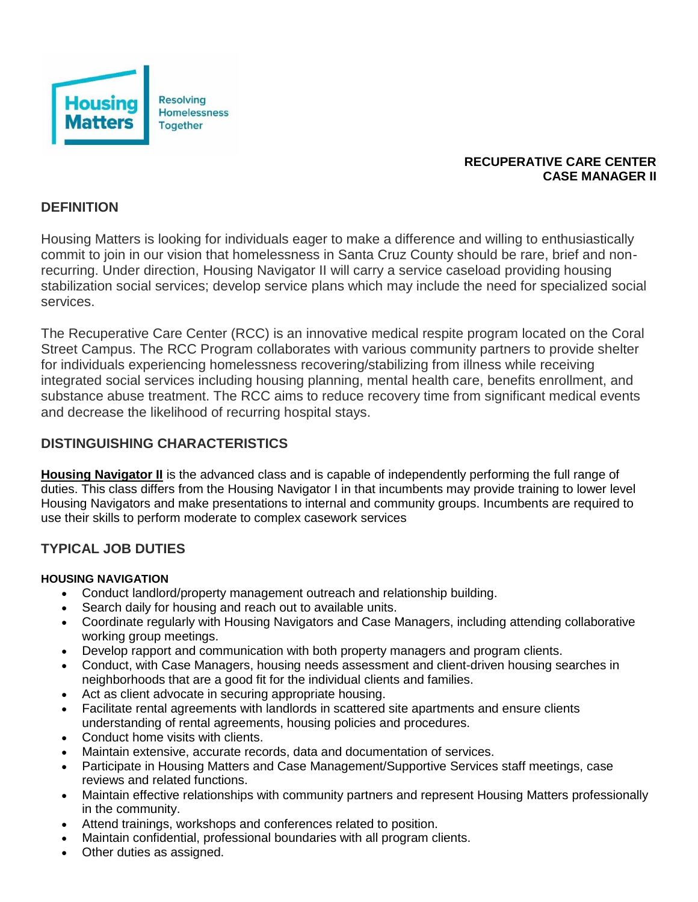Housing Matters

Resolving Homelessness Together

**RECUPERATIVE CARE CENTER**
**CASE MANAGER II**

## DEFINITION

Housing Matters is looking for individuals eager to make a difference and willing to enthusiastically commit to join in our vision that homelessness in Santa Cruz County should be rare, brief and non-recurring. Under direction, Housing Navigator II will carry a service caseload providing housing stabilization social services; develop service plans which may include the need for specialized social services.

The Recuperative Care Center (RCC) is an innovative medical respite program located on the Coral Street Campus. The RCC Program collaborates with various community partners to provide shelter for individuals experiencing homelessness recovering/stabilizing from illness while receiving integrated social services including housing planning, mental health care, benefits enrollment, and substance abuse treatment. The RCC aims to reduce recovery time from significant medical events and decrease the likelihood of recurring hospital stays.

## DISTINGUISHING CHARACTERISTICS

**Housing Navigator II** is the advanced class and is capable of independently performing the full range of duties. This class differs from the Housing Navigator I in that incumbents may provide training to lower level Housing Navigators and make presentations to internal and community groups. Incumbents are required to use their skills to perform moderate to complex casework services

## TYPICAL JOB DUTIES

### HOUSING NAVIGATION

- Conduct landlord/property management outreach and relationship building.
- Search daily for housing and reach out to available units.
- Coordinate regularly with Housing Navigators and Case Managers, including attending collaborative working group meetings.
- Develop rapport and communication with both property managers and program clients.
- Conduct, with Case Managers, housing needs assessment and client-driven housing searches in neighborhoods that are a good fit for the individual clients and families.
- Act as client advocate in securing appropriate housing.
- Facilitate rental agreements with landlords in scattered site apartments and ensure clients understanding of rental agreements, housing policies and procedures.
- Conduct home visits with clients.
- Maintain extensive, accurate records, data and documentation of services.
- Participate in Housing Matters and Case Management/Supportive Services staff meetings, case reviews and related functions.
- Maintain effective relationships with community partners and represent Housing Matters professionally in the community.
- Attend trainings, workshops and conferences related to position.
- Maintain confidential, professional boundaries with all program clients.
- Other duties as assigned.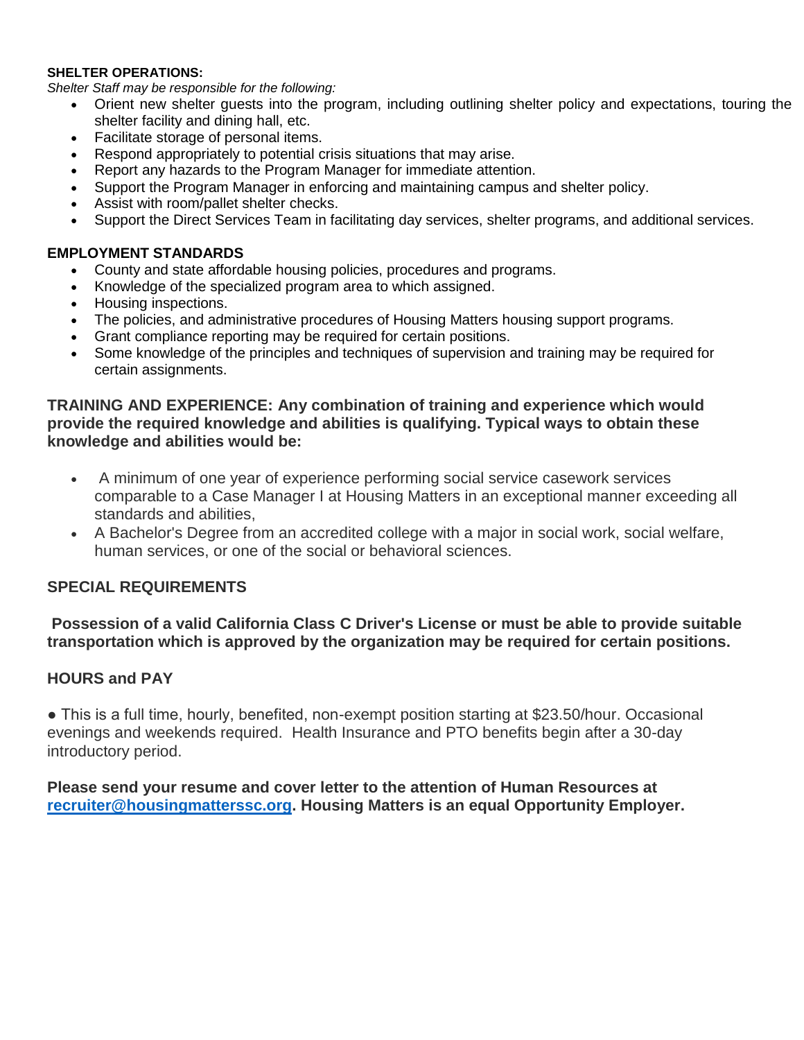**SHELTER OPERATIONS:**

*Shelter Staff may be responsible for the following:*

- Orient new shelter guests into the program, including outlining shelter policy and expectations, touring the shelter facility and dining hall, etc.
- Facilitate storage of personal items.
- Respond appropriately to potential crisis situations that may arise.
- Report any hazards to the Program Manager for immediate attention.
- Support the Program Manager in enforcing and maintaining campus and shelter policy.
- Assist with room/pallet shelter checks.
- Support the Direct Services Team in facilitating day services, shelter programs, and additional services.

**EMPLOYMENT STANDARDS**

- County and state affordable housing policies, procedures and programs.
- Knowledge of the specialized program area to which assigned.
- Housing inspections.
- The policies, and administrative procedures of Housing Matters housing support programs.
- Grant compliance reporting may be required for certain positions.
- Some knowledge of the principles and techniques of supervision and training may be required for certain assignments.

**TRAINING AND EXPERIENCE: Any combination of training and experience which would provide the required knowledge and abilities is qualifying. Typical ways to obtain these knowledge and abilities would be:**

- A minimum of one year of experience performing social service casework services comparable to a Case Manager I at Housing Matters in an exceptional manner exceeding all standards and abilities,
- A Bachelor's Degree from an accredited college with a major in social work, social welfare, human services, or one of the social or behavioral sciences.

**SPECIAL REQUIREMENTS**

**Possession of a valid California Class C Driver's License or must be able to provide suitable transportation which is approved by the organization may be required for certain positions.**

**HOURS and PAY**

● This is a full time, hourly, benefited, non-exempt position starting at $23.50/hour. Occasional evenings and weekends required. Health Insurance and PTO benefits begin after a 30-day introductory period.

**Please send your resume and cover letter to the attention of Human Resources at [recruiter@housingmatterssc.org](mailto:recruiter@housingmatterssc.org). Housing Matters is an equal Opportunity Employer.**